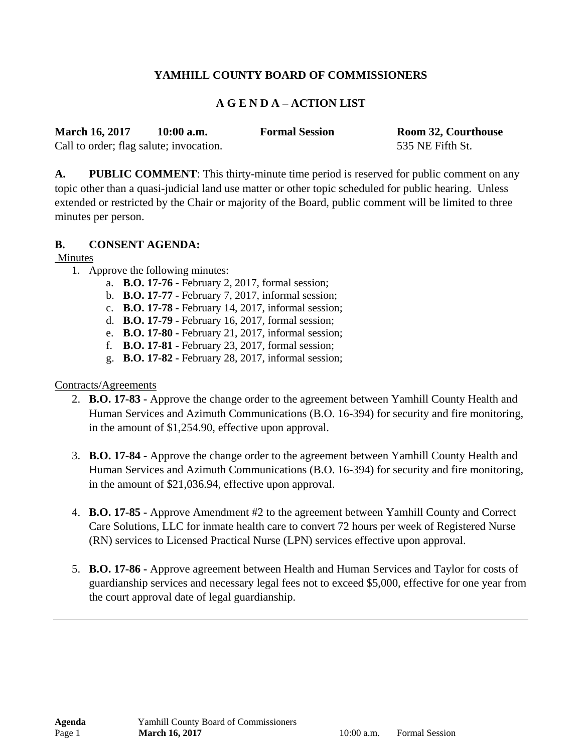**YAMHILL COUNTY BOARD OF COMMISSIONERS**

**A G E N D A – ACTION LIST**

**March 16, 2017** **10:00 a.m.** **Formal Session** **Room 32, Courthouse**
Call to order; flag salute; invocation. 535 NE Fifth St.

**A. PUBLIC COMMENT**: This thirty-minute time period is reserved for public comment on any topic other than a quasi-judicial land use matter or other topic scheduled for public hearing. Unless extended or restricted by the Chair or majority of the Board, public comment will be limited to three minutes per person.

**B. CONSENT AGENDA:**

Minutes

1. Approve the following minutes:
    a. **B.O. 17-76 -** February 2, 2017, formal session;
    b. **B.O. 17-77 -** February 7, 2017, informal session;
    c. **B.O. 17-78 -** February 14, 2017, informal session;
    d. **B.O. 17-79 -** February 16, 2017, formal session;
    e. **B.O. 17-80 -** February 21, 2017, informal session;
    f. **B.O. 17-81 -** February 23, 2017, formal session;
    g. **B.O. 17-82 -** February 28, 2017, informal session;

Contracts/Agreements

2. **B.O. 17-83 -** Approve the change order to the agreement between Yamhill County Health and Human Services and Azimuth Communications (B.O. 16-394) for security and fire monitoring, in the amount of $1,254.90, effective upon approval.

3. **B.O. 17-84 -** Approve the change order to the agreement between Yamhill County Health and Human Services and Azimuth Communications (B.O. 16-394) for security and fire monitoring, in the amount of $21,036.94, effective upon approval.

4. **B.O. 17-85 -** Approve Amendment #2 to the agreement between Yamhill County and Correct Care Solutions, LLC for inmate health care to convert 72 hours per week of Registered Nurse (RN) services to Licensed Practical Nurse (LPN) services effective upon approval.

5. **B.O. 17-86 -** Approve agreement between Health and Human Services and Taylor for costs of guardianship services and necessary legal fees not to exceed $5,000, effective for one year from the court approval date of legal guardianship.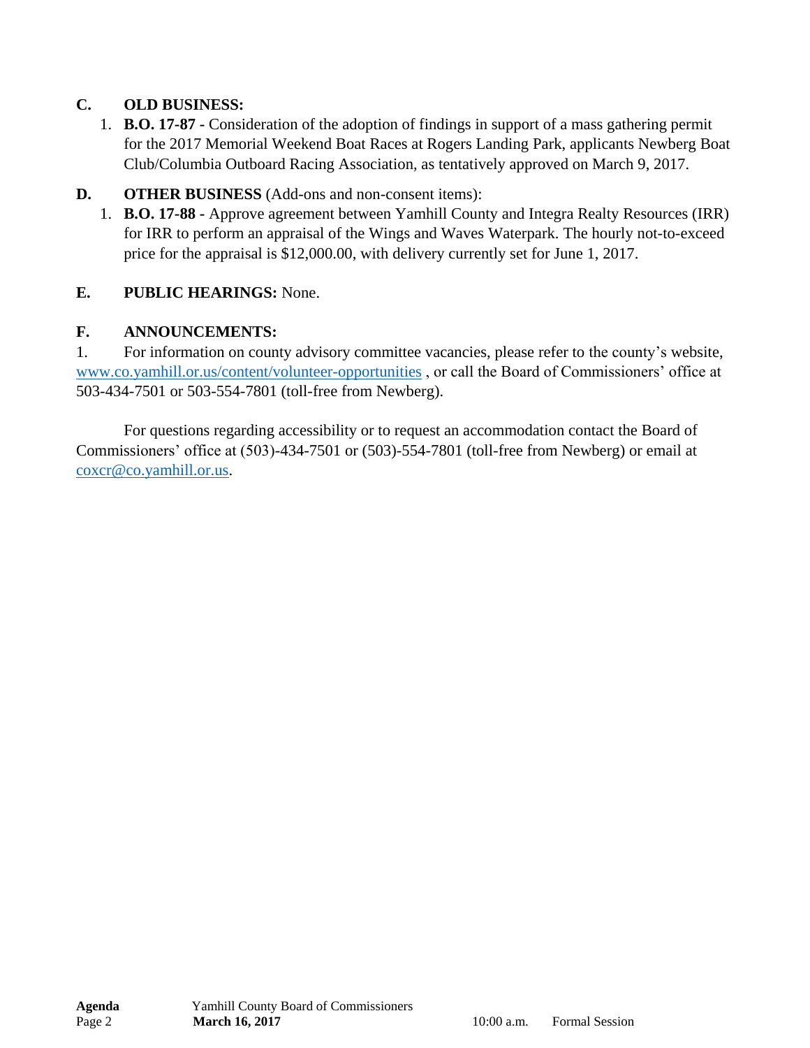## C. OLD BUSINESS:

1. **B.O. 17-87 -** Consideration of the adoption of findings in support of a mass gathering permit for the 2017 Memorial Weekend Boat Races at Rogers Landing Park, applicants Newberg Boat Club/Columbia Outboard Racing Association, as tentatively approved on March 9, 2017.

## D. OTHER BUSINESS (Add-ons and non-consent items):

1. **B.O. 17-88 -** Approve agreement between Yamhill County and Integra Realty Resources (IRR) for IRR to perform an appraisal of the Wings and Waves Waterpark. The hourly not-to-exceed price for the appraisal is $12,000.00, with delivery currently set for June 1, 2017.

## E. PUBLIC HEARINGS: None.

## F. ANNOUNCEMENTS:

1. For information on county advisory committee vacancies, please refer to the county's website, www.co.yamhill.or.us/content/volunteer-opportunities , or call the Board of Commissioners' office at 503-434-7501 or 503-554-7801 (toll-free from Newberg).

For questions regarding accessibility or to request an accommodation contact the Board of Commissioners' office at (503)-434-7501 or (503)-554-7801 (toll-free from Newberg) or email at coxcr@co.yamhill.or.us.